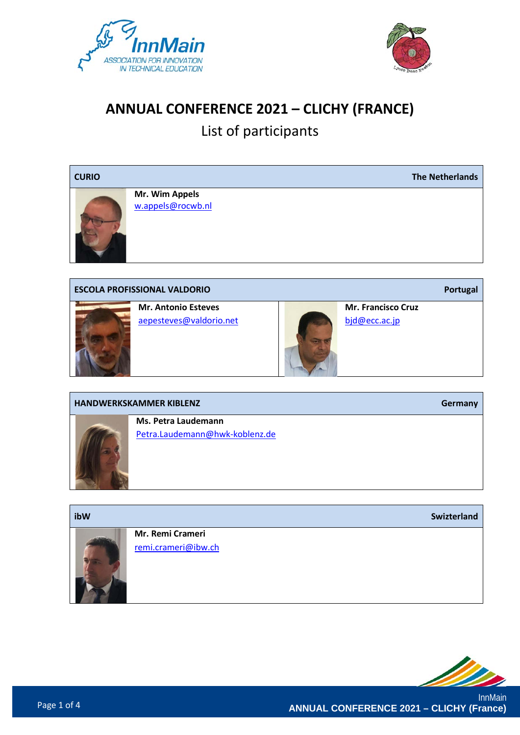# ANNUAL CONFERENCE 2021 – CLICHY (FRANCE)

## List of participants

| **CURIO** | **The Netherlands** |
|---|---|
| **Mr. Wim Appels**<br>w.appels@rocwb.nl | |

| **ESCOLA PROFISSIONAL VALDORIO** | **Portugal** |
|---|---|
| **Mr. Antonio Esteves**<br>aepesteves@valdorio.net | **Mr. Francisco Cruz**<br>bjd@ecc.ac.jp |

| **HANDWERKSKAMMER KIBLENZ** | **Germany** |
|---|---|
| **Ms. Petra Laudemann**<br>Petra.Laudemann@hwk-koblenz.de | |

| **ibW** | **Swizterland** |
|---|---|
| **Mr. Remi Crameri**<br>remi.crameri@ibw.ch | |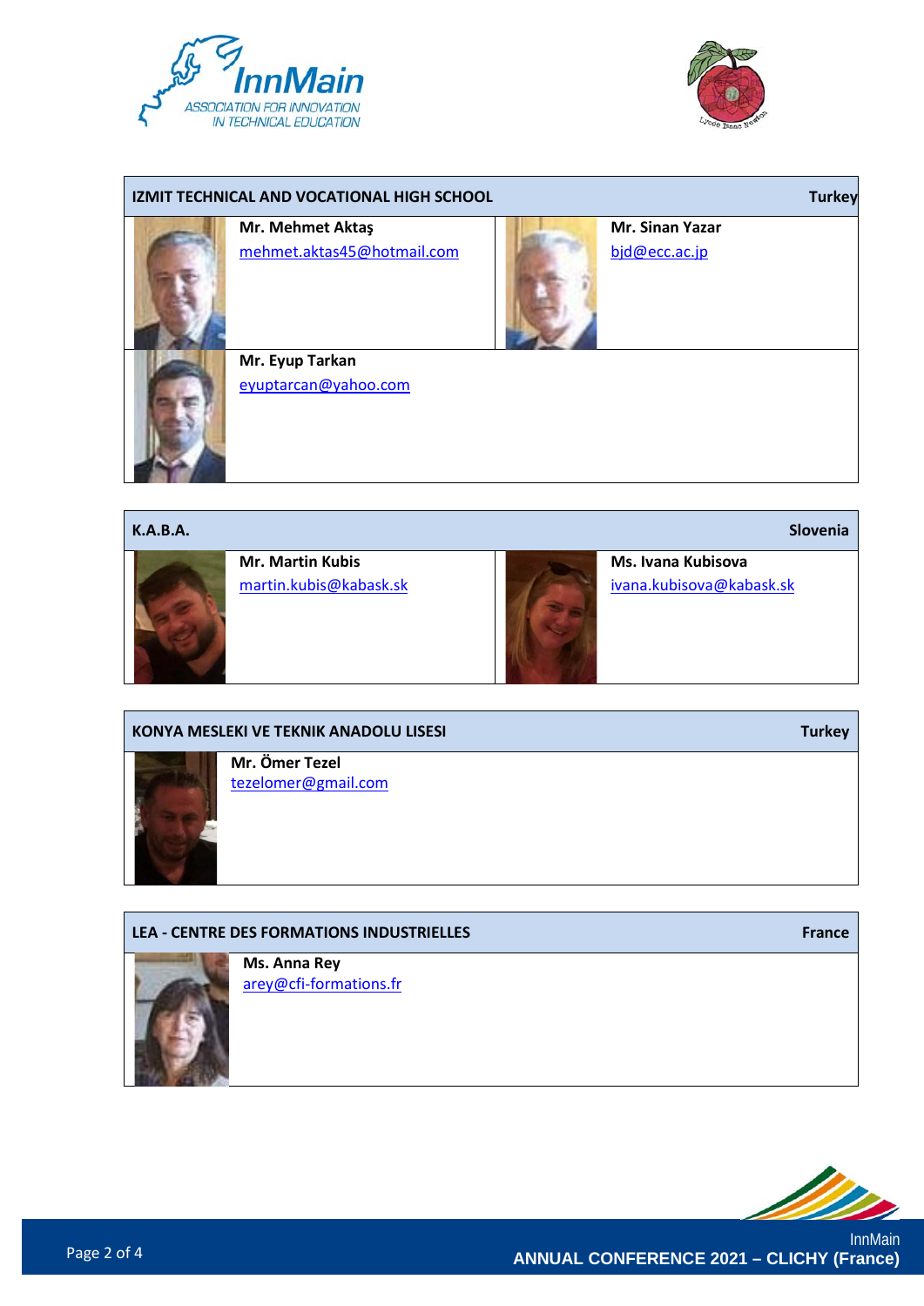| IZMIT TECHNICAL AND VOCATIONAL HIGH SCHOOL | Turkey |
|---|---|
| **Mr. Mehmet Aktaş**<br>mehmet.aktas45@hotmail.com | **Mr. Sinan Yazar**<br>bjd@ecc.ac.jp |
| **Mr. Eyup Tarkan**<br>eyuptarcan@yahoo.com | |

| K.A.B.A. | Slovenia |
|---|---|
| **Mr. Martin Kubis**<br>martin.kubis@kabask.sk | **Ms. Ivana Kubisova**<br>ivana.kubisova@kabask.sk |

| KONYA MESLEKI VE TEKNIK ANADOLU LISESI | Turkey |
|---|---|
| **Mr. Ömer Tezel**<br>tezelomer@gmail.com | |

| LEA - CENTRE DES FORMATIONS INDUSTRIELLES | France |
|---|---|
| **Ms. Anna Rey**<br>arey@cfi-formations.fr | |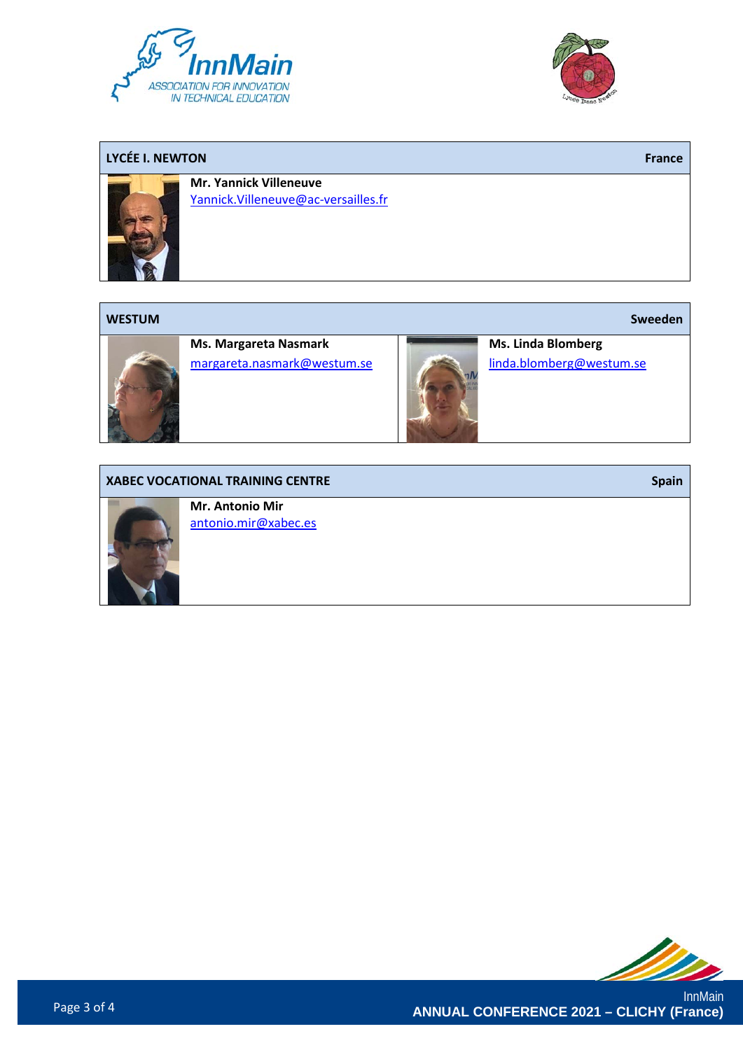## LYCÉE I. NEWTON — France

**Mr. Yannick Villeneuve**
Yannick.Villeneuve@ac-versailles.fr

## WESTUM — Sweeden

**Ms. Margareta Nasmark**
margareta.nasmark@westum.se

**Ms. Linda Blomberg**
linda.blomberg@westum.se

## XABEC VOCATIONAL TRAINING CENTRE — Spain

**Mr. Antonio Mir**
antonio.mir@xabec.es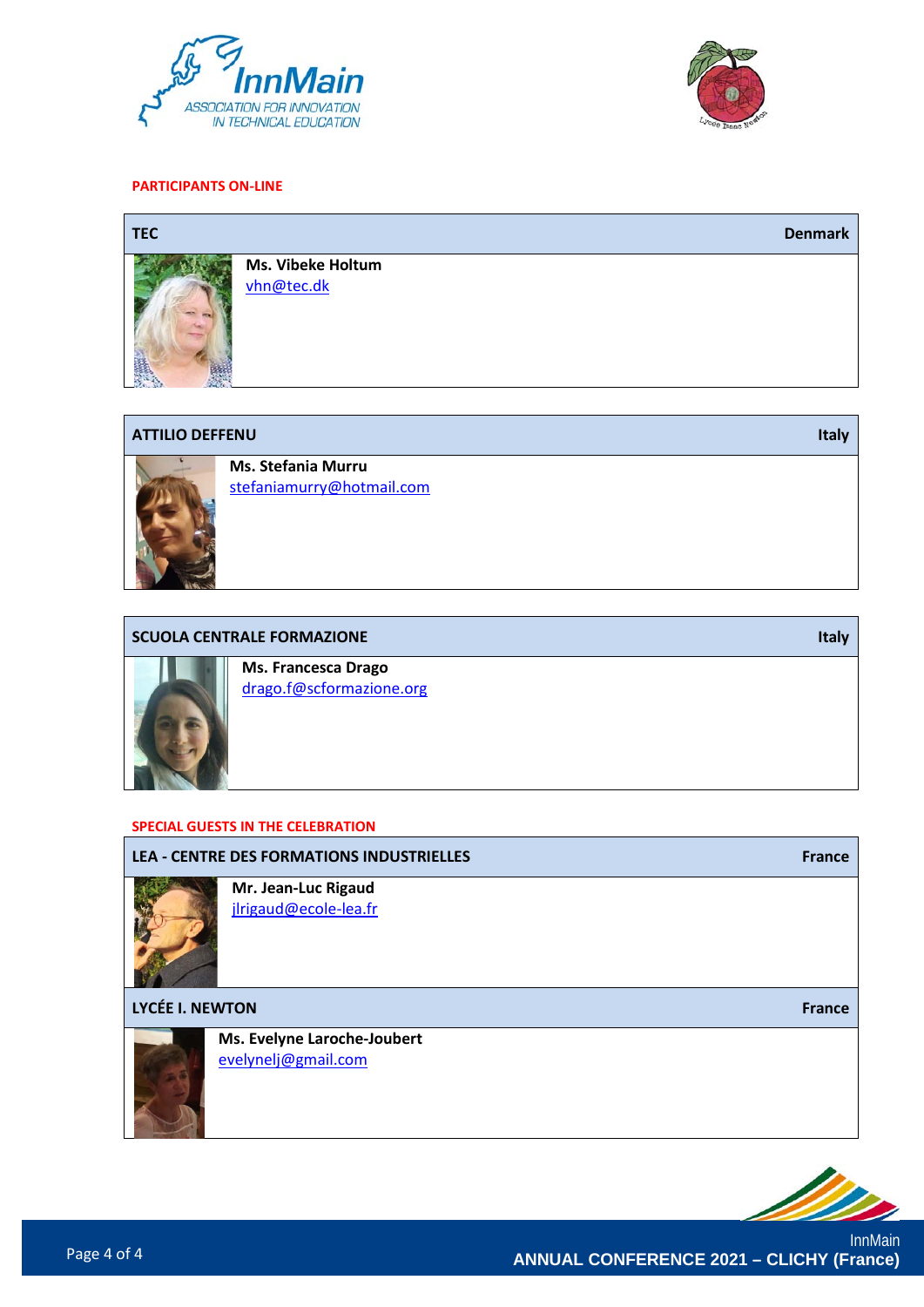**PARTICIPANTS ON-LINE**

| TEC | Denmark |
| --- | --- |
| **Ms. Vibeke Holtum**<br>vhn@tec.dk | |

| ATTILIO DEFFENU | Italy |
| --- | --- |
| **Ms. Stefania Murru**<br>stefaniamurry@hotmail.com | |

| SCUOLA CENTRALE FORMAZIONE | Italy |
| --- | --- |
| **Ms. Francesca Drago**<br>drago.f@scformazione.org | |

**SPECIAL GUESTS IN THE CELEBRATION**

| LEA - CENTRE DES FORMATIONS INDUSTRIELLES | France |
| --- | --- |
| **Mr. Jean-Luc Rigaud**<br>jlrigaud@ecole-lea.fr | |
| **LYCÉE I. NEWTON** | **France** |
| **Ms. Evelyne Laroche-Joubert**<br>evelynelj@gmail.com | |